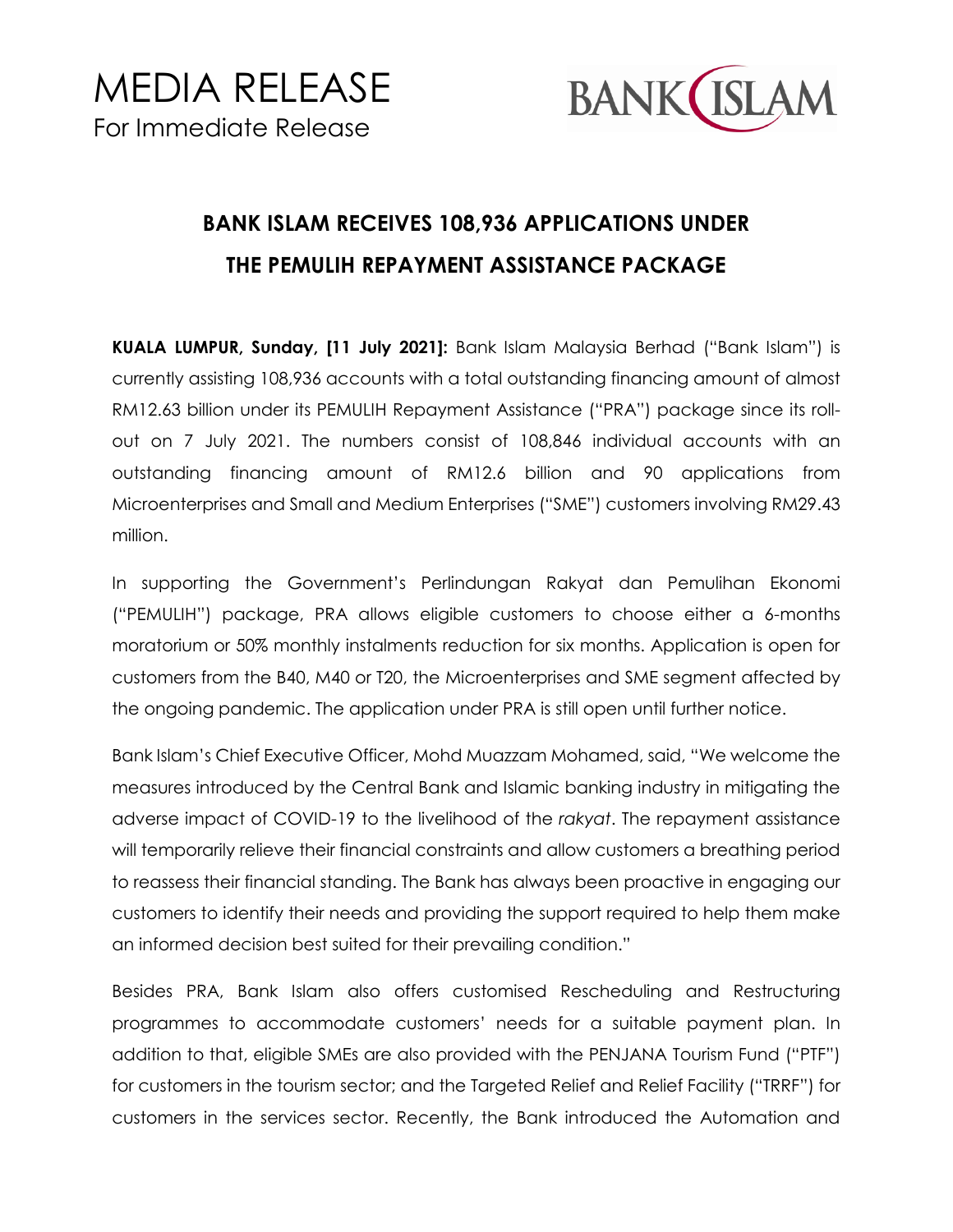# MEDIA RELEASE

For Immediate Release

BANK ISLAM

## BANK ISLAM RECEIVES 108,936 APPLICATIONS UNDER THE PEMULIH REPAYMENT ASSISTANCE PACKAGE

**KUALA LUMPUR, Sunday, [11 July 2021]:** Bank Islam Malaysia Berhad ("Bank Islam") is currently assisting 108,936 accounts with a total outstanding financing amount of almost RM12.63 billion under its PEMULIH Repayment Assistance ("PRA") package since its roll-out on 7 July 2021. The numbers consist of 108,846 individual accounts with an outstanding financing amount of RM12.6 billion and 90 applications from Microenterprises and Small and Medium Enterprises ("SME") customers involving RM29.43 million.

In supporting the Government's Perlindungan Rakyat dan Pemulihan Ekonomi ("PEMULIH") package, PRA allows eligible customers to choose either a 6-months moratorium or 50% monthly instalments reduction for six months. Application is open for customers from the B40, M40 or T20, the Microenterprises and SME segment affected by the ongoing pandemic. The application under PRA is still open until further notice.

Bank Islam's Chief Executive Officer, Mohd Muazzam Mohamed, said, "We welcome the measures introduced by the Central Bank and Islamic banking industry in mitigating the adverse impact of COVID-19 to the livelihood of the *rakyat*. The repayment assistance will temporarily relieve their financial constraints and allow customers a breathing period to reassess their financial standing. The Bank has always been proactive in engaging our customers to identify their needs and providing the support required to help them make an informed decision best suited for their prevailing condition."

Besides PRA, Bank Islam also offers customised Rescheduling and Restructuring programmes to accommodate customers' needs for a suitable payment plan. In addition to that, eligible SMEs are also provided with the PENJANA Tourism Fund ("PTF") for customers in the tourism sector; and the Targeted Relief and Relief Facility ("TRRF") for customers in the services sector. Recently, the Bank introduced the Automation and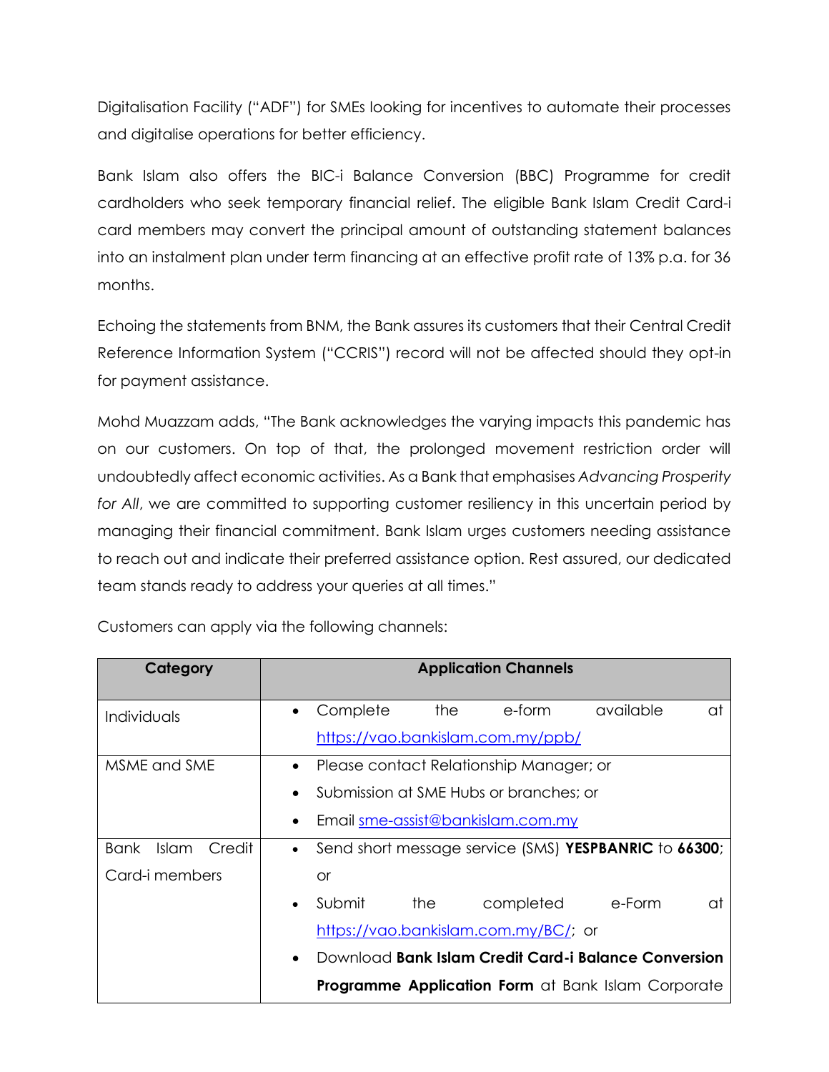Digitalisation Facility ("ADF") for SMEs looking for incentives to automate their processes and digitalise operations for better efficiency.

Bank Islam also offers the BIC-i Balance Conversion (BBC) Programme for credit cardholders who seek temporary financial relief. The eligible Bank Islam Credit Card-i card members may convert the principal amount of outstanding statement balances into an instalment plan under term financing at an effective profit rate of 13% p.a. for 36 months.

Echoing the statements from BNM, the Bank assures its customers that their Central Credit Reference Information System ("CCRIS") record will not be affected should they opt-in for payment assistance.

Mohd Muazzam adds, "The Bank acknowledges the varying impacts this pandemic has on our customers. On top of that, the prolonged movement restriction order will undoubtedly affect economic activities. As a Bank that emphasises *Advancing Prosperity for All*, we are committed to supporting customer resiliency in this uncertain period by managing their financial commitment. Bank Islam urges customers needing assistance to reach out and indicate their preferred assistance option. Rest assured, our dedicated team stands ready to address your queries at all times."

Customers can apply via the following channels:

| Category | Application Channels |
|---|---|
| Individuals | • Complete the e-form available at https://vao.bankislam.com.my/ppb/ |
| MSME and SME | • Please contact Relationship Manager; or<br>• Submission at SME Hubs or branches; or<br>• Email sme-assist@bankislam.com.my |
| Bank Islam Credit Card-i members | • Send short message service (SMS) **YESPBANRIC** to **66300**; or<br>• Submit the completed e-Form at https://vao.bankislam.com.my/BC/; or<br>• Download **Bank Islam Credit Card-i Balance Conversion Programme Application Form** at Bank Islam Corporate |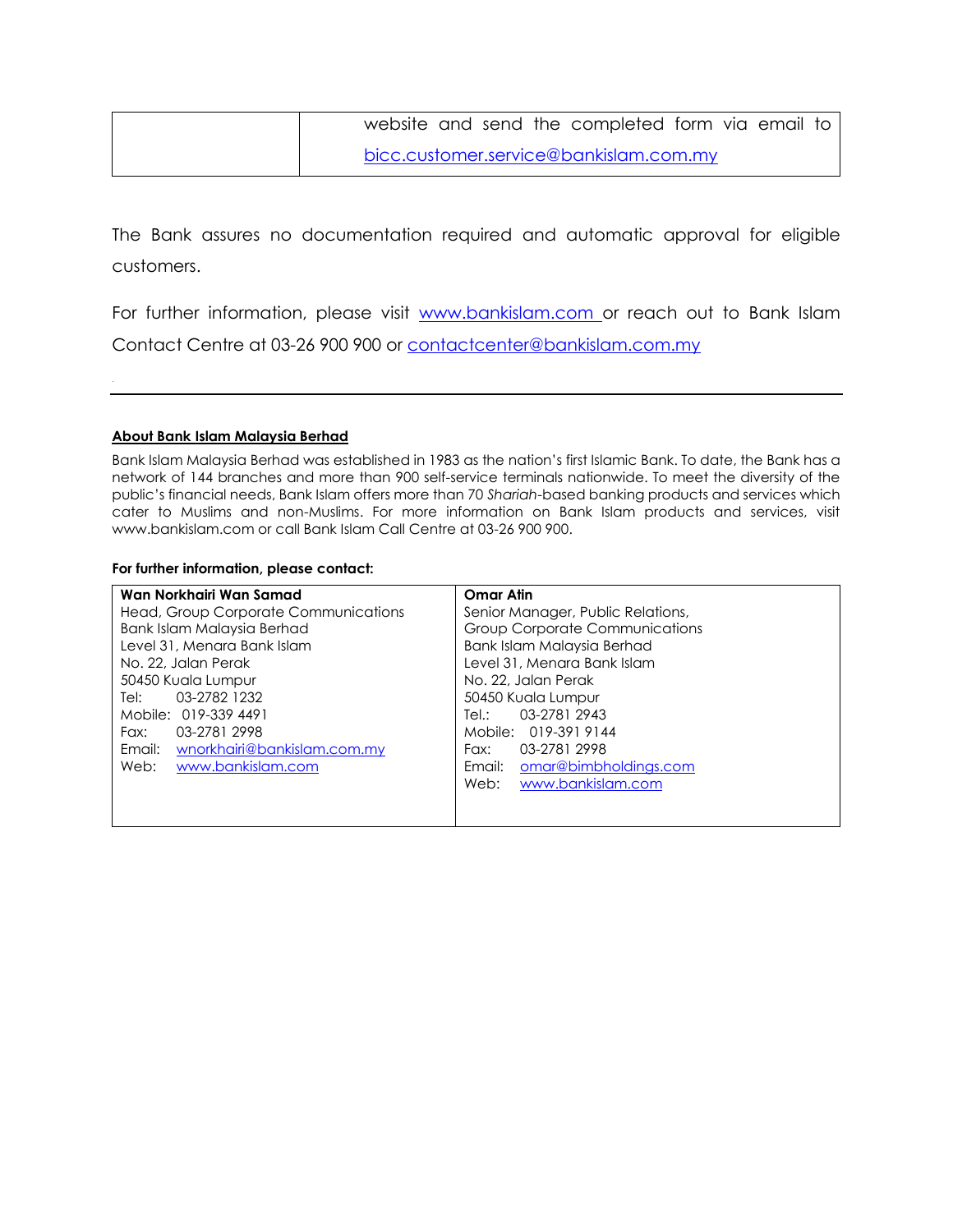| | |
|---|---|
| | website and send the completed form via email to bicc.customer.service@bankislam.com.my |

The Bank assures no documentation required and automatic approval for eligible customers.

For further information, please visit www.bankislam.com or reach out to Bank Islam Contact Centre at 03-26 900 900 or contactcenter@bankislam.com.my

---

**About Bank Islam Malaysia Berhad**

Bank Islam Malaysia Berhad was established in 1983 as the nation's first Islamic Bank. To date, the Bank has a network of 144 branches and more than 900 self-service terminals nationwide. To meet the diversity of the public's financial needs, Bank Islam offers more than 70 *Shariah*-based banking products and services which cater to Muslims and non-Muslims. For more information on Bank Islam products and services, visit www.bankislam.com or call Bank Islam Call Centre at 03-26 900 900.

**For further information, please contact:**

| | |
|---|---|
| **Wan Norkhairi Wan Samad**<br>Head, Group Corporate Communications<br>Bank Islam Malaysia Berhad<br>Level 31, Menara Bank Islam<br>No. 22, Jalan Perak<br>50450 Kuala Lumpur<br>Tel: 03-2782 1232<br>Mobile: 019-339 4491<br>Fax: 03-2781 2998<br>Email: wnorkhairi@bankislam.com.my<br>Web: www.bankislam.com | **Omar Atin**<br>Senior Manager, Public Relations,<br>Group Corporate Communications<br>Bank Islam Malaysia Berhad<br>Level 31, Menara Bank Islam<br>No. 22, Jalan Perak<br>50450 Kuala Lumpur<br>Tel.: 03-2781 2943<br>Mobile: 019-391 9144<br>Fax: 03-2781 2998<br>Email: omar@bimbholdings.com<br>Web: www.bankislam.com |